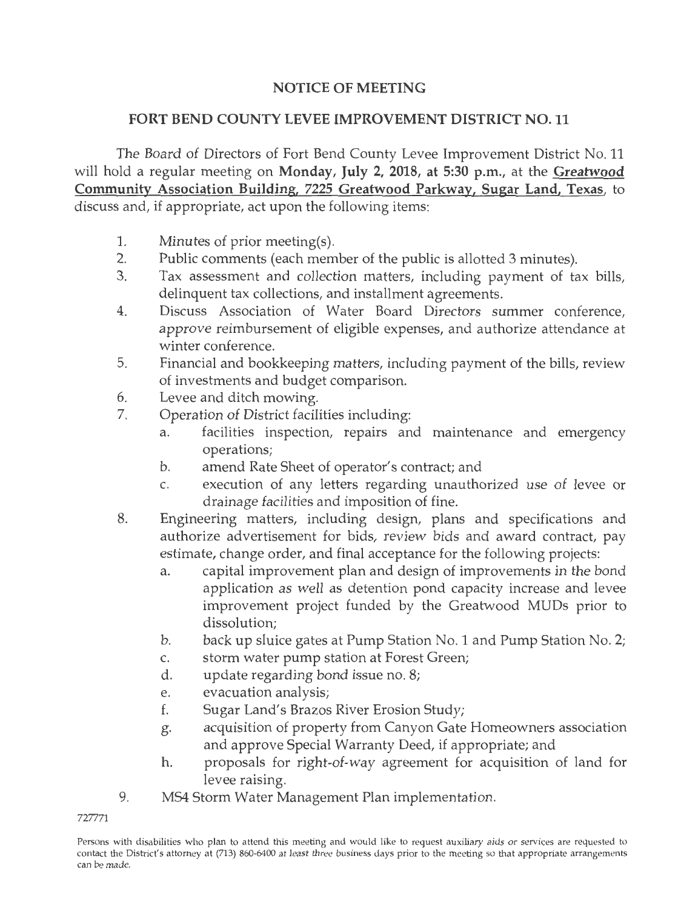# NOTICE OF MEETING

## FORT BEND COUNTY LEVEE IMPROVEMENT DISTRICT NO. 11

The Board of Directors of Fort Bend County Levee Improvement District No. 11 will hold a regular meeting on **Monday, July 2, 2018, at 5:30 p.m.**, at the **Greatwood Community Association Building, 7225 Greatwood Parkway, Sugar Land, Texas**, to discuss and, if appropriate, act upon the following items:

1. Minutes of prior meeting(s).
2. Public comments (each member of the public is allotted 3 minutes).
3. Tax assessment and collection matters, including payment of tax bills, delinquent tax collections, and installment agreements.
4. Discuss Association of Water Board Directors summer conference, approve reimbursement of eligible expenses, and authorize attendance at winter conference.
5. Financial and bookkeeping matters, including payment of the bills, review of investments and budget comparison.
6. Levee and ditch mowing.
7. Operation of District facilities including:
   a. facilities inspection, repairs and maintenance and emergency operations;
   b. amend Rate Sheet of operator's contract; and
   c. execution of any letters regarding unauthorized use of levee or drainage facilities and imposition of fine.
8. Engineering matters, including design, plans and specifications and authorize advertisement for bids, review bids and award contract, pay estimate, change order, and final acceptance for the following projects:
   a. capital improvement plan and design of improvements in the bond application as well as detention pond capacity increase and levee improvement project funded by the Greatwood MUDs prior to dissolution;
   b. back up sluice gates at Pump Station No. 1 and Pump Station No. 2;
   c. storm water pump station at Forest Green;
   d. update regarding bond issue no. 8;
   e. evacuation analysis;
   f. Sugar Land's Brazos River Erosion Study;
   g. acquisition of property from Canyon Gate Homeowners association and approve Special Warranty Deed, if appropriate; and
   h. proposals for right-of-way agreement for acquisition of land for levee raising.
9. MS4 Storm Water Management Plan implementation.

727771

Persons with disabilities who plan to attend this meeting and would like to request auxiliary aids or services are requested to contact the District's attorney at (713) 860-6400 at least three business days prior to the meeting so that appropriate arrangements can be made.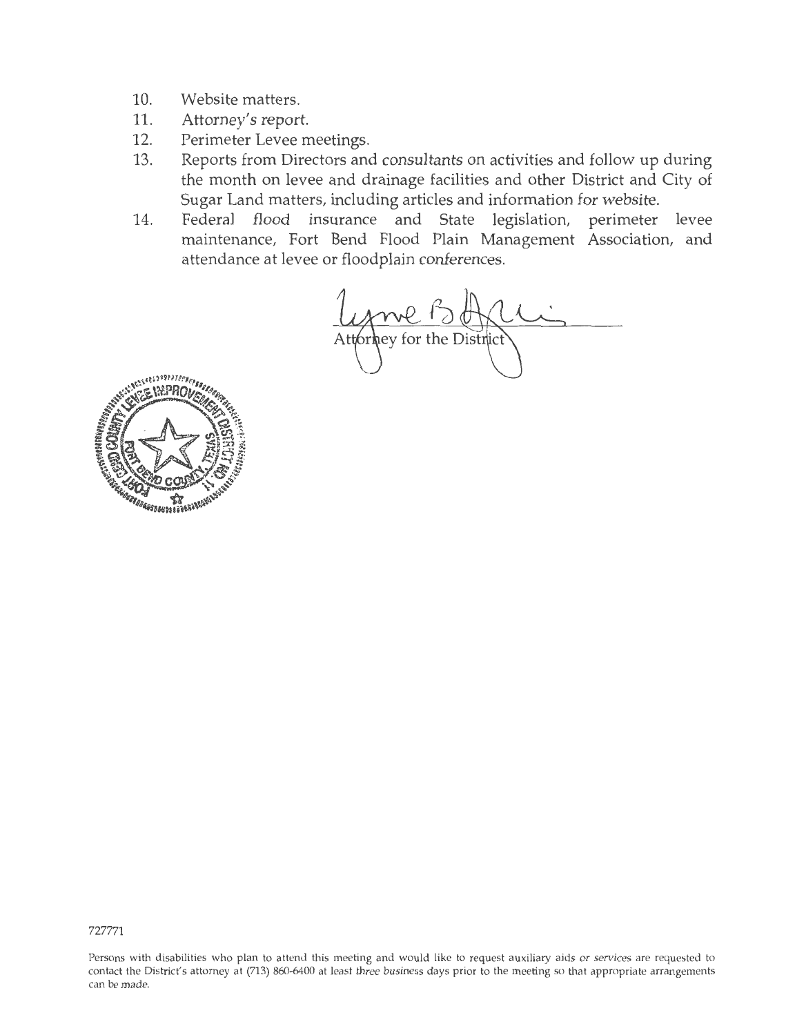10. Website matters.
11. Attorney's report.
12. Perimeter Levee meetings.
13. Reports from Directors and consultants on activities and follow up during the month on levee and drainage facilities and other District and City of Sugar Land matters, including articles and information for website.
14. Federal flood insurance and State legislation, perimeter levee maintenance, Fort Bend Flood Plain Management Association, and attendance at levee or floodplain conferences.

Lynne B Allie

Attorney for the District

727771

Persons with disabilities who plan to attend this meeting and would like to request auxiliary aids or services are requested to contact the District's attorney at (713) 860-6400 at least three business days prior to the meeting so that appropriate arrangements can be made.